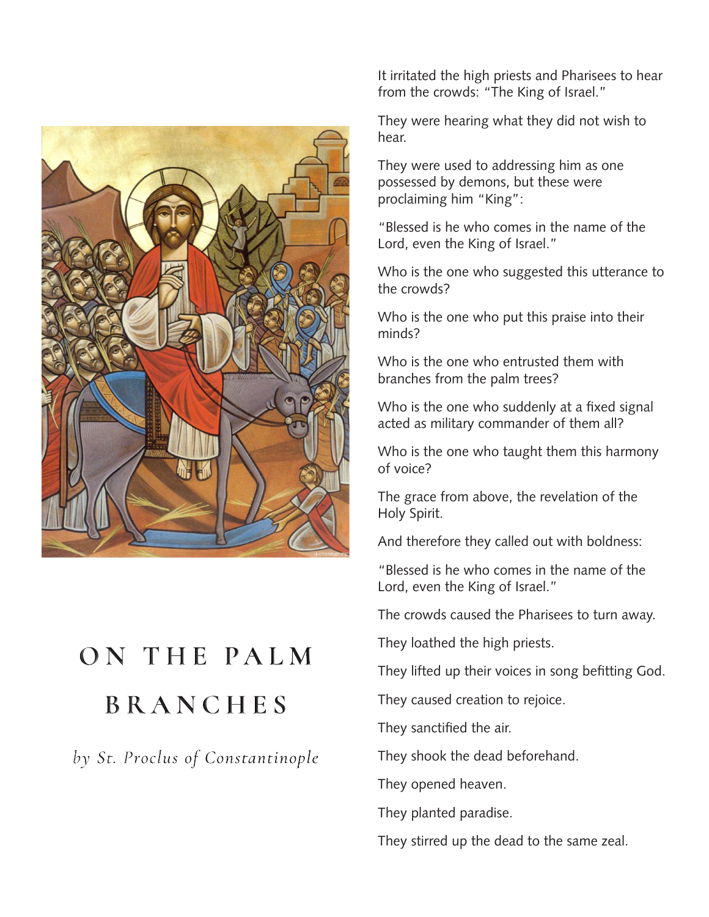# ON THE PALM BRANCHES

*by St. Proclus of Constantinople*

It irritated the high priests and Pharisees to hear from the crowds: "The King of Israel."

They were hearing what they did not wish to hear.

They were used to addressing him as one possessed by demons, but these were proclaiming him "King":

"Blessed is he who comes in the name of the Lord, even the King of Israel."

Who is the one who suggested this utterance to the crowds?

Who is the one who put this praise into their minds?

Who is the one who entrusted them with branches from the palm trees?

Who is the one who suddenly at a fixed signal acted as military commander of them all?

Who is the one who taught them this harmony of voice?

The grace from above, the revelation of the Holy Spirit.

And therefore they called out with boldness:

"Blessed is he who comes in the name of the Lord, even the King of Israel."

The crowds caused the Pharisees to turn away.

They loathed the high priests.

They lifted up their voices in song befitting God.

They caused creation to rejoice.

They sanctified the air.

They shook the dead beforehand.

They opened heaven.

They planted paradise.

They stirred up the dead to the same zeal.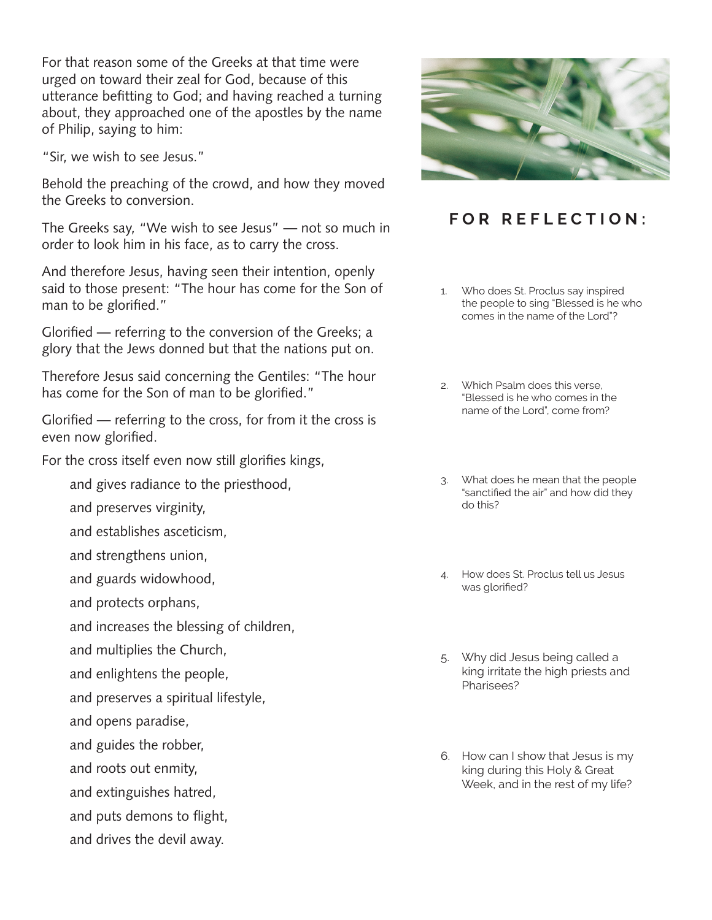For that reason some of the Greeks at that time were urged on toward their zeal for God, because of this utterance befitting to God; and having reached a turning about, they approached one of the apostles by the name of Philip, saying to him:

"Sir, we wish to see Jesus."

Behold the preaching of the crowd, and how they moved the Greeks to conversion.

The Greeks say, "We wish to see Jesus" — not so much in order to look him in his face, as to carry the cross.

And therefore Jesus, having seen their intention, openly said to those present: "The hour has come for the Son of man to be glorified."

Glorified — referring to the conversion of the Greeks; a glory that the Jews donned but that the nations put on.

Therefore Jesus said concerning the Gentiles: "The hour has come for the Son of man to be glorified."

Glorified — referring to the cross, for from it the cross is even now glorified.

For the cross itself even now still glorifies kings,

> and gives radiance to the priesthood,
>
> and preserves virginity,
>
> and establishes asceticism,
>
> and strengthens union,
>
> and guards widowhood,
>
> and protects orphans,
>
> and increases the blessing of children,
>
> and multiplies the Church,
>
> and enlightens the people,
>
> and preserves a spiritual lifestyle,
>
> and opens paradise,
>
> and guides the robber,
>
> and roots out enmity,
>
> and extinguishes hatred,
>
> and puts demons to flight,
>
> and drives the devil away.

## FOR REFLECTION:

1. Who does St. Proclus say inspired the people to sing "Blessed is he who comes in the name of the Lord"?
2. Which Psalm does this verse, "Blessed is he who comes in the name of the Lord", come from?
3. What does he mean that the people "sanctified the air" and how did they do this?
4. How does St. Proclus tell us Jesus was glorified?
5. Why did Jesus being called a king irritate the high priests and Pharisees?
6. How can I show that Jesus is my king during this Holy & Great Week, and in the rest of my life?